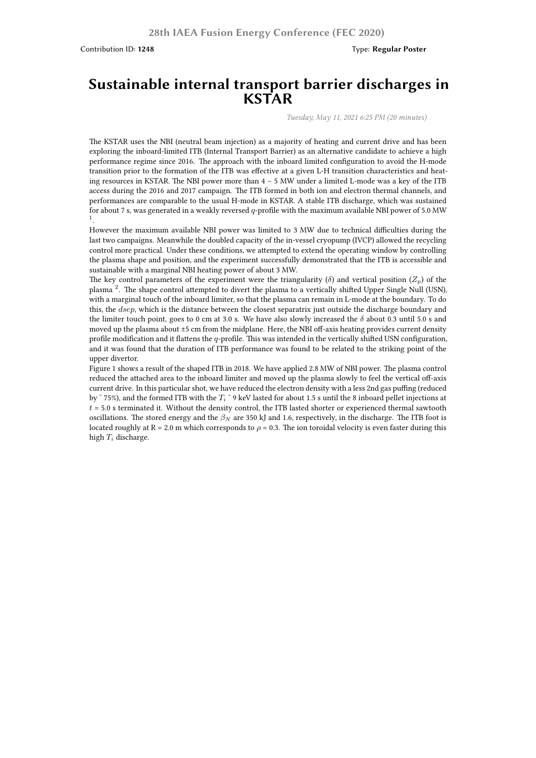# Sustainable internal transport barrier discharges in KSTAR

Contribution ID: **1248**

Type: **Regular Poster**

*Tuesday, May 11, 2021 6:25 PM (20 minutes)*

The KSTAR uses the NBI (neutral beam injection) as a majority of heating and current drive and has been exploring the inboard-limited ITB (Internal Transport Barrier) as an alternative candidate to achieve a high performance regime since 2016. The approach with the inboard limited configuration to avoid the H-mode transition prior to the formation of the ITB was effective at a given L-H transition characteristics and heating resources in KSTAR. The NBI power more than 4 – 5 MW under a limited L-mode was a key of the ITB access during the 2016 and 2017 campaign. The ITB formed in both ion and electron thermal channels, and performances are comparable to the usual H-mode in KSTAR. A stable ITB discharge, which was sustained for about 7 s, was generated in a weakly reversed $q$-profile with the maximum available NBI power of 5.0 MW [1].

However the maximum available NBI power was limited to 3 MW due to technical difficulties during the last two campaigns. Meanwhile the doubled capacity of the in-vessel cryopump (IVCP) allowed the recycling control more practical. Under these conditions, we attempted to extend the operating window by controlling the plasma shape and position, and the experiment successfully demonstrated that the ITB is accessible and sustainable with a marginal NBI heating power of about 3 MW.

The key control parameters of the experiment were the triangularity ($\delta$) and vertical position ($Z_p$) of the plasma [2]. The shape control attempted to divert the plasma to a vertically shifted Upper Single Null (USN), with a marginal touch of the inboard limiter, so that the plasma can remain in L-mode at the boundary. To do this, the $dsep$, which is the distance between the closest separatrix just outside the discharge boundary and the limiter touch point, goes to 0 cm at 3.0 s. We have also slowly increased the $\delta$ about 0.3 until 5.0 s and moved up the plasma about ±5 cm from the midplane. Here, the NBI off-axis heating provides current density profile modification and it flattens the $q$-profile. This was intended in the vertically shifted USN configuration, and it was found that the duration of ITB performance was found to be related to the striking point of the upper divertor.

Figure 1 shows a result of the shaped ITB in 2018. We have applied 2.8 MW of NBI power. The plasma control reduced the attached area to the inboard limiter and moved up the plasma slowly to feel the vertical off-axis current drive. In this particular shot, we have reduced the electron density with a less 2nd gas puffing (reduced by ~ 75%), and the formed ITB with the $T_i$ ~ 9 keV lasted for about 1.5 s until the 8 inboard pellet injections at $t$ = 5.0 s terminated it. Without the density control, the ITB lasted shorter or experienced thermal sawtooth oscillations. The stored energy and the $\beta_N$ are 350 kJ and 1.6, respectively, in the discharge. The ITB foot is located roughly at R = 2.0 m which corresponds to $\rho$ = 0.3. The ion toroidal velocity is even faster during this high $T_i$ discharge.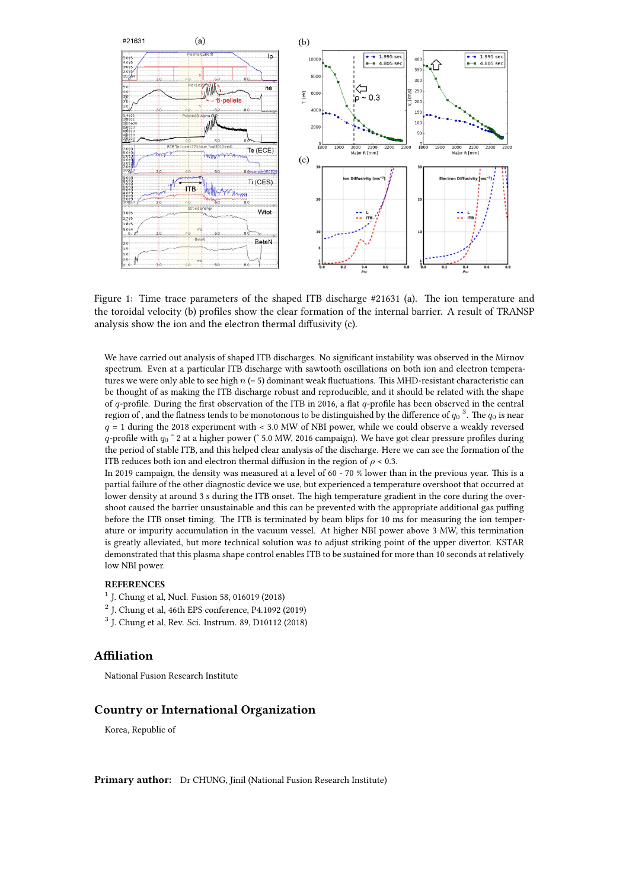Figure 1: Time trace parameters of the shaped ITB discharge #21631 (a). The ion temperature and the toroidal velocity (b) profiles show the clear formation of the internal barrier. A result of TRANSP analysis show the ion and the electron thermal diffusivity (c).

We have carried out analysis of shaped ITB discharges. No significant instability was observed in the Mirnov spectrum. Even at a particular ITB discharge with sawtooth oscillations on both ion and electron temperatures we were only able to see high $n$ (= 5) dominant weak fluctuations. This MHD-resistant characteristic can be thought of as making the ITB discharge robust and reproducible, and it should be related with the shape of $q$-profile. During the first observation of the ITB in 2016, a flat $q$-profile has been observed in the central region of , and the flatness tends to be monotonous to be distinguished by the difference of $q_0$ [3]. The $q_0$ is near $q$ = 1 during the 2018 experiment with < 3.0 MW of NBI power, while we could observe a weakly reversed $q$-profile with $q_0$ ˜ 2 at a higher power (˜ 5.0 MW, 2016 campaign). We have got clear pressure profiles during the period of stable ITB, and this helped clear analysis of the discharge. Here we can see the formation of the ITB reduces both ion and electron thermal diffusion in the region of $\rho$ < 0.3.

In 2019 campaign, the density was measured at a level of 60 - 70 % lower than in the previous year. This is a partial failure of the other diagnostic device we use, but experienced a temperature overshoot that occurred at lower density at around 3 s during the ITB onset. The high temperature gradient in the core during the overshoot caused the barrier unsustainable and this can be prevented with the appropriate additional gas puffing before the ITB onset timing. The ITB is terminated by beam blips for 10 ms for measuring the ion temperature or impurity accumulation in the vacuum vessel. At higher NBI power above 3 MW, this termination is greatly alleviated, but more technical solution was to adjust striking point of the upper divertor. KSTAR demonstrated that this plasma shape control enables ITB to be sustained for more than 10 seconds at relatively low NBI power.

**REFERENCES**

[1] J. Chung et al, Nucl. Fusion 58, 016019 (2018)

[2] J. Chung et al, 46th EPS conference, P4.1092 (2019)

[3] J. Chung et al, Rev. Sci. Instrum. 89, D10112 (2018)

## Affiliation

National Fusion Research Institute

## Country or International Organization

Korea, Republic of

**Primary author:** Dr CHUNG, Jinil (National Fusion Research Institute)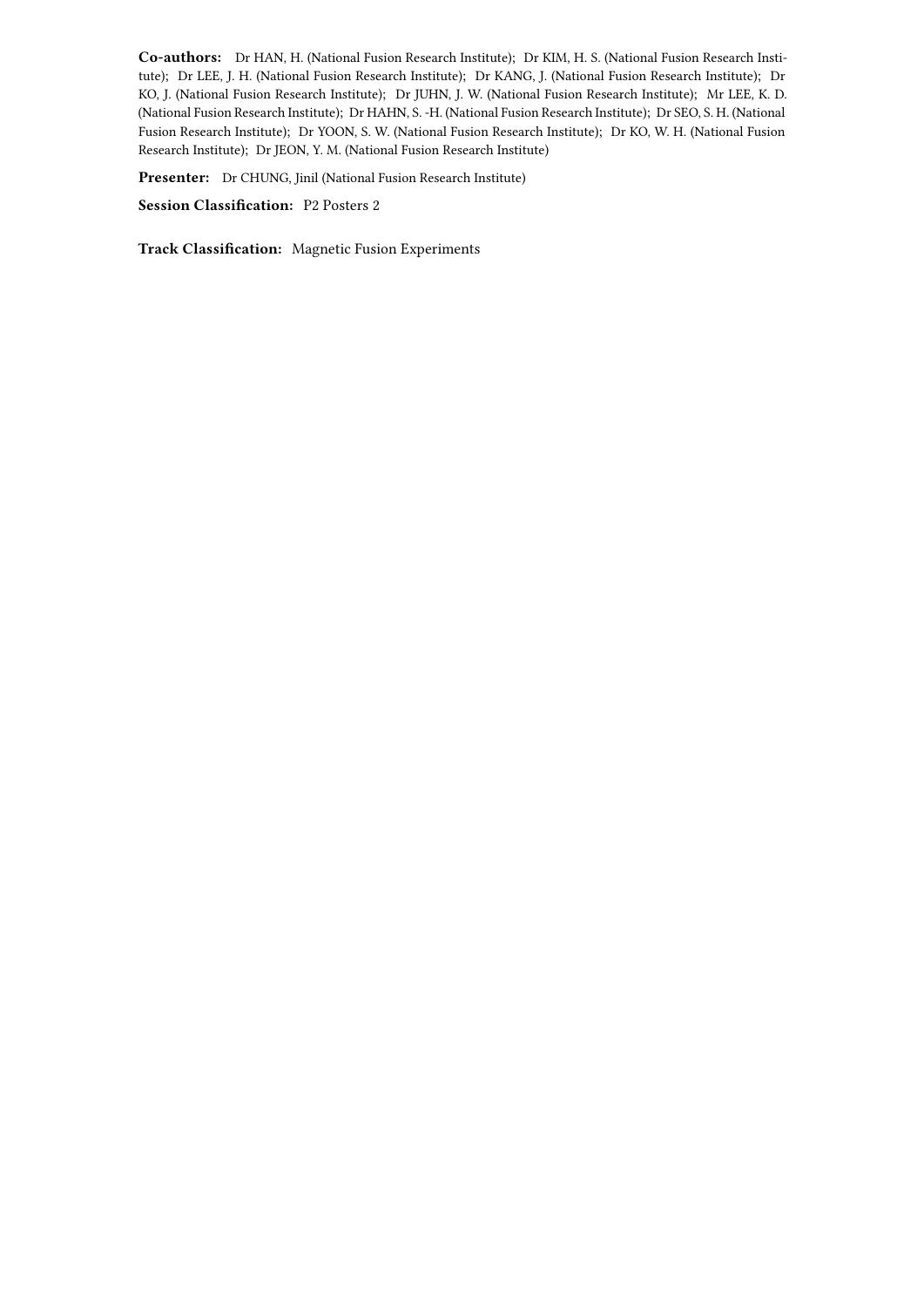**Co-authors:** Dr HAN, H. (National Fusion Research Institute); Dr KIM, H. S. (National Fusion Research Institute); Dr LEE, J. H. (National Fusion Research Institute); Dr KANG, J. (National Fusion Research Institute); Dr KO, J. (National Fusion Research Institute); Dr JUHN, J. W. (National Fusion Research Institute); Mr LEE, K. D. (National Fusion Research Institute); Dr HAHN, S. -H. (National Fusion Research Institute); Dr SEO, S. H. (National Fusion Research Institute); Dr YOON, S. W. (National Fusion Research Institute); Dr KO, W. H. (National Fusion Research Institute); Dr JEON, Y. M. (National Fusion Research Institute)

**Presenter:** Dr CHUNG, Jinil (National Fusion Research Institute)

**Session Classification:** P2 Posters 2

**Track Classification:** Magnetic Fusion Experiments